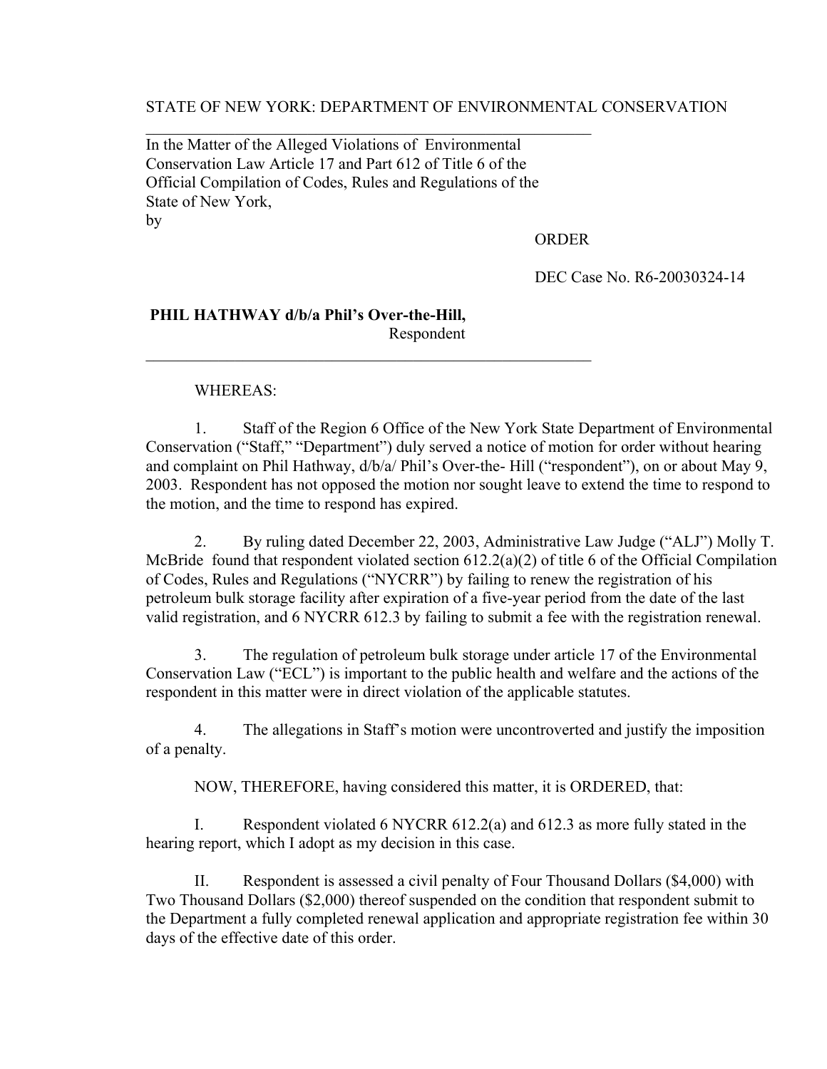STATE OF NEW YORK: DEPARTMENT OF ENVIRONMENTAL CONSERVATION

---

In the Matter of the Alleged Violations of Environmental Conservation Law Article 17 and Part 612 of Title 6 of the Official Compilation of Codes, Rules and Regulations of the State of New York,

by

ORDER

DEC Case No. R6-20030324-14

**PHIL HATHWAY d/b/a Phil's Over-the-Hill,**

Respondent

---

WHEREAS:

1. Staff of the Region 6 Office of the New York State Department of Environmental Conservation ("Staff," "Department") duly served a notice of motion for order without hearing and complaint on Phil Hathway, d/b/a/ Phil's Over-the- Hill ("respondent"), on or about May 9, 2003. Respondent has not opposed the motion nor sought leave to extend the time to respond to the motion, and the time to respond has expired.

2. By ruling dated December 22, 2003, Administrative Law Judge ("ALJ") Molly T. McBride found that respondent violated section 612.2(a)(2) of title 6 of the Official Compilation of Codes, Rules and Regulations ("NYCRR") by failing to renew the registration of his petroleum bulk storage facility after expiration of a five-year period from the date of the last valid registration, and 6 NYCRR 612.3 by failing to submit a fee with the registration renewal.

3. The regulation of petroleum bulk storage under article 17 of the Environmental Conservation Law ("ECL") is important to the public health and welfare and the actions of the respondent in this matter were in direct violation of the applicable statutes.

4. The allegations in Staff's motion were uncontroverted and justify the imposition of a penalty.

NOW, THEREFORE, having considered this matter, it is ORDERED, that:

I. Respondent violated 6 NYCRR 612.2(a) and 612.3 as more fully stated in the hearing report, which I adopt as my decision in this case.

II. Respondent is assessed a civil penalty of Four Thousand Dollars ($4,000) with Two Thousand Dollars ($2,000) thereof suspended on the condition that respondent submit to the Department a fully completed renewal application and appropriate registration fee within 30 days of the effective date of this order.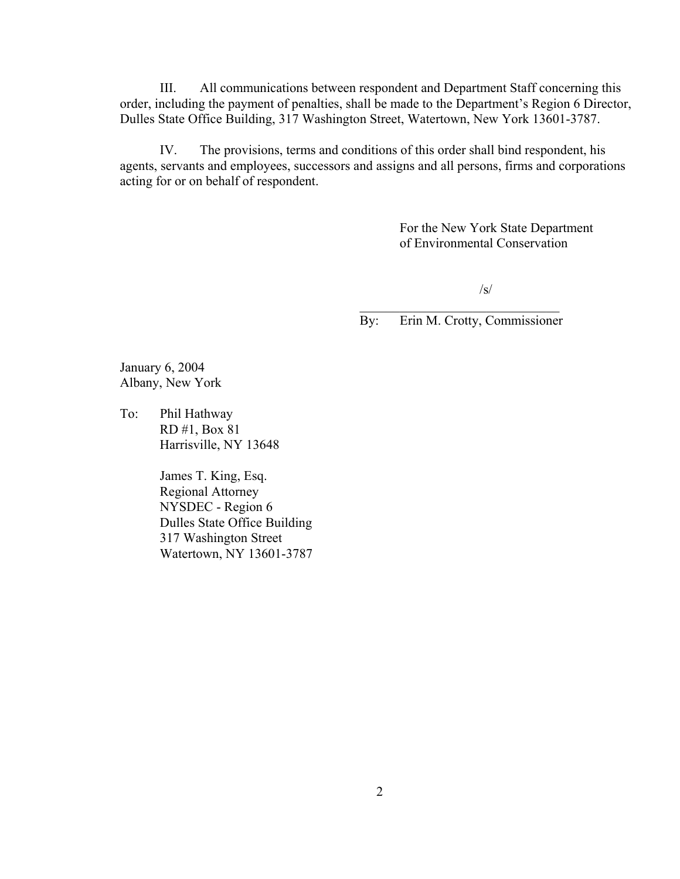III. All communications between respondent and Department Staff concerning this order, including the payment of penalties, shall be made to the Department's Region 6 Director, Dulles State Office Building, 317 Washington Street, Watertown, New York 13601-3787.

IV. The provisions, terms and conditions of this order shall bind respondent, his agents, servants and employees, successors and assigns and all persons, firms and corporations acting for or on behalf of respondent.

For the New York State Department
of Environmental Conservation

/s/

_________________________________

By: Erin M. Crotty, Commissioner

January 6, 2004
Albany, New York

To: Phil Hathway
RD #1, Box 81
Harrisville, NY 13648

James T. King, Esq.
Regional Attorney
NYSDEC - Region 6
Dulles State Office Building
317 Washington Street
Watertown, NY 13601-3787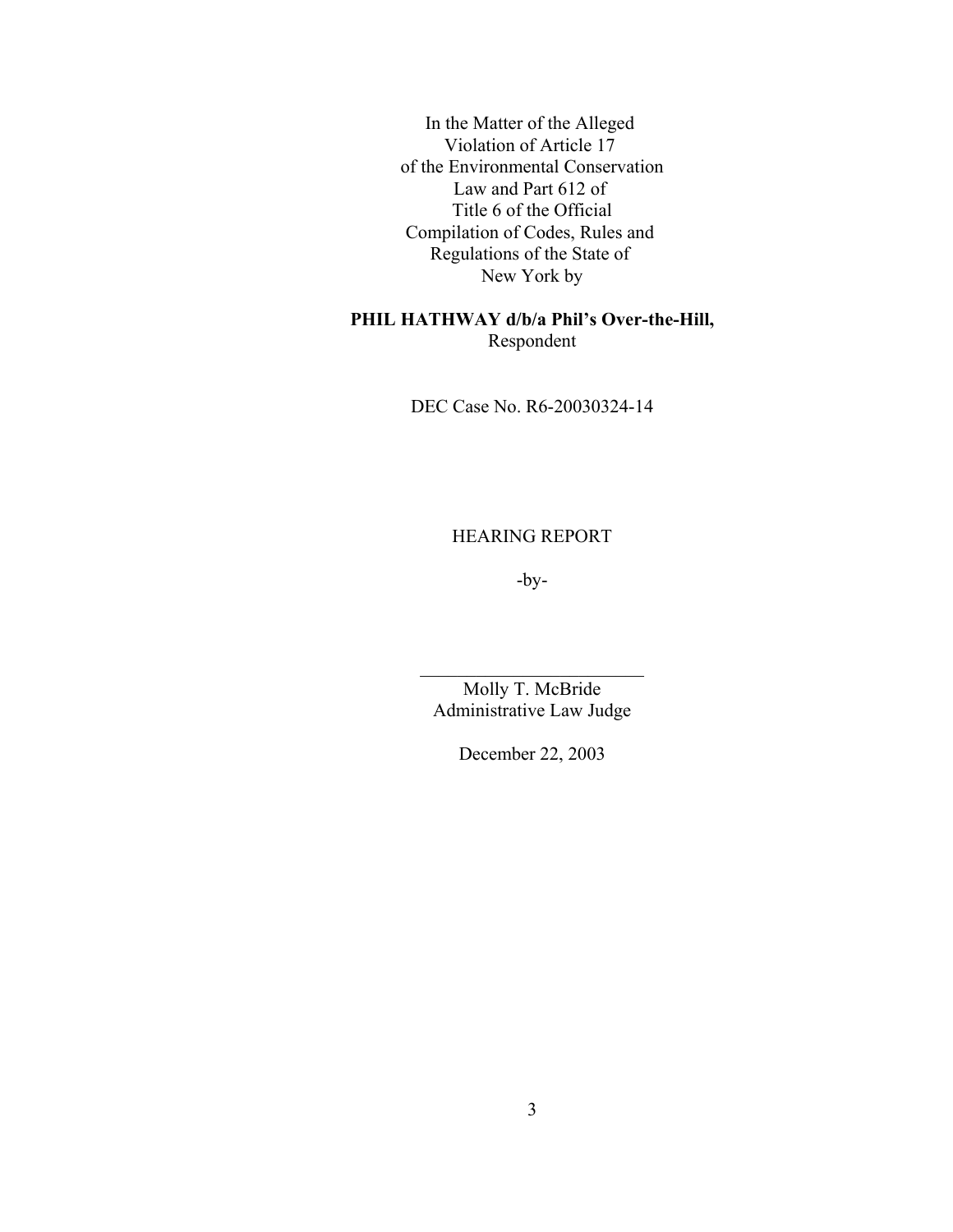In the Matter of the Alleged
Violation of Article 17
of the Environmental Conservation
Law and Part 612 of
Title 6 of the Official
Compilation of Codes, Rules and
Regulations of the State of
New York by

**PHIL HATHWAY d/b/a Phil's Over-the-Hill,**
Respondent

DEC Case No. R6-20030324-14

HEARING REPORT

-by-

\_\_\_\_\_\_\_\_\_\_\_\_\_\_\_\_\_\_\_\_\_\_\_\_\_\_

Molly T. McBride
Administrative Law Judge

December 22, 2003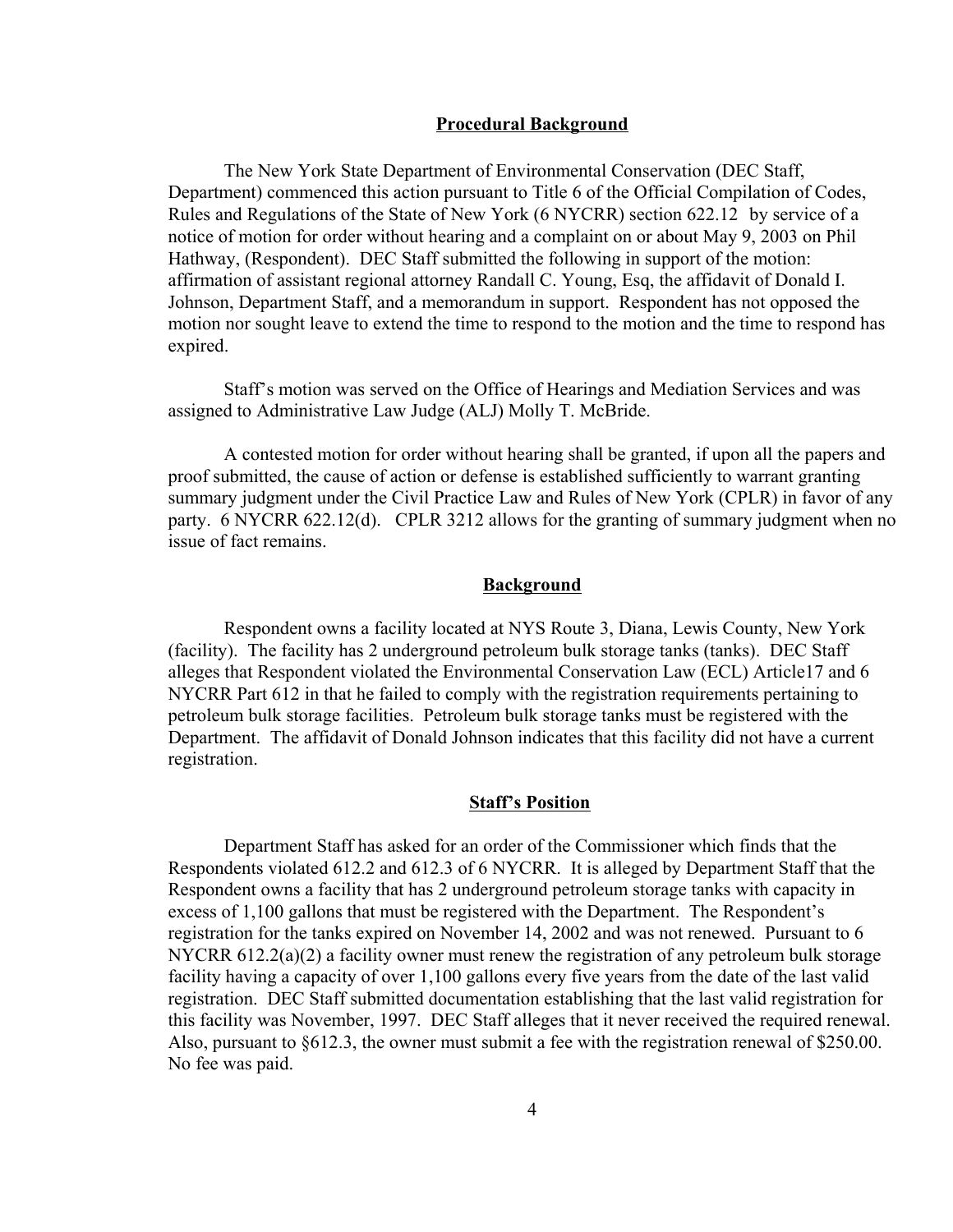## Procedural Background

The New York State Department of Environmental Conservation (DEC Staff, Department) commenced this action pursuant to Title 6 of the Official Compilation of Codes, Rules and Regulations of the State of New York (6 NYCRR) section 622.12 by service of a notice of motion for order without hearing and a complaint on or about May 9, 2003 on Phil Hathway, (Respondent). DEC Staff submitted the following in support of the motion: affirmation of assistant regional attorney Randall C. Young, Esq, the affidavit of Donald I. Johnson, Department Staff, and a memorandum in support. Respondent has not opposed the motion nor sought leave to extend the time to respond to the motion and the time to respond has expired.

Staff's motion was served on the Office of Hearings and Mediation Services and was assigned to Administrative Law Judge (ALJ) Molly T. McBride.

A contested motion for order without hearing shall be granted, if upon all the papers and proof submitted, the cause of action or defense is established sufficiently to warrant granting summary judgment under the Civil Practice Law and Rules of New York (CPLR) in favor of any party. 6 NYCRR 622.12(d). CPLR 3212 allows for the granting of summary judgment when no issue of fact remains.

## Background

Respondent owns a facility located at NYS Route 3, Diana, Lewis County, New York (facility). The facility has 2 underground petroleum bulk storage tanks (tanks). DEC Staff alleges that Respondent violated the Environmental Conservation Law (ECL) Article17 and 6 NYCRR Part 612 in that he failed to comply with the registration requirements pertaining to petroleum bulk storage facilities. Petroleum bulk storage tanks must be registered with the Department. The affidavit of Donald Johnson indicates that this facility did not have a current registration.

## Staff's Position

Department Staff has asked for an order of the Commissioner which finds that the Respondents violated 612.2 and 612.3 of 6 NYCRR. It is alleged by Department Staff that the Respondent owns a facility that has 2 underground petroleum storage tanks with capacity in excess of 1,100 gallons that must be registered with the Department. The Respondent's registration for the tanks expired on November 14, 2002 and was not renewed. Pursuant to 6 NYCRR 612.2(a)(2) a facility owner must renew the registration of any petroleum bulk storage facility having a capacity of over 1,100 gallons every five years from the date of the last valid registration. DEC Staff submitted documentation establishing that the last valid registration for this facility was November, 1997. DEC Staff alleges that it never received the required renewal. Also, pursuant to §612.3, the owner must submit a fee with the registration renewal of $250.00. No fee was paid.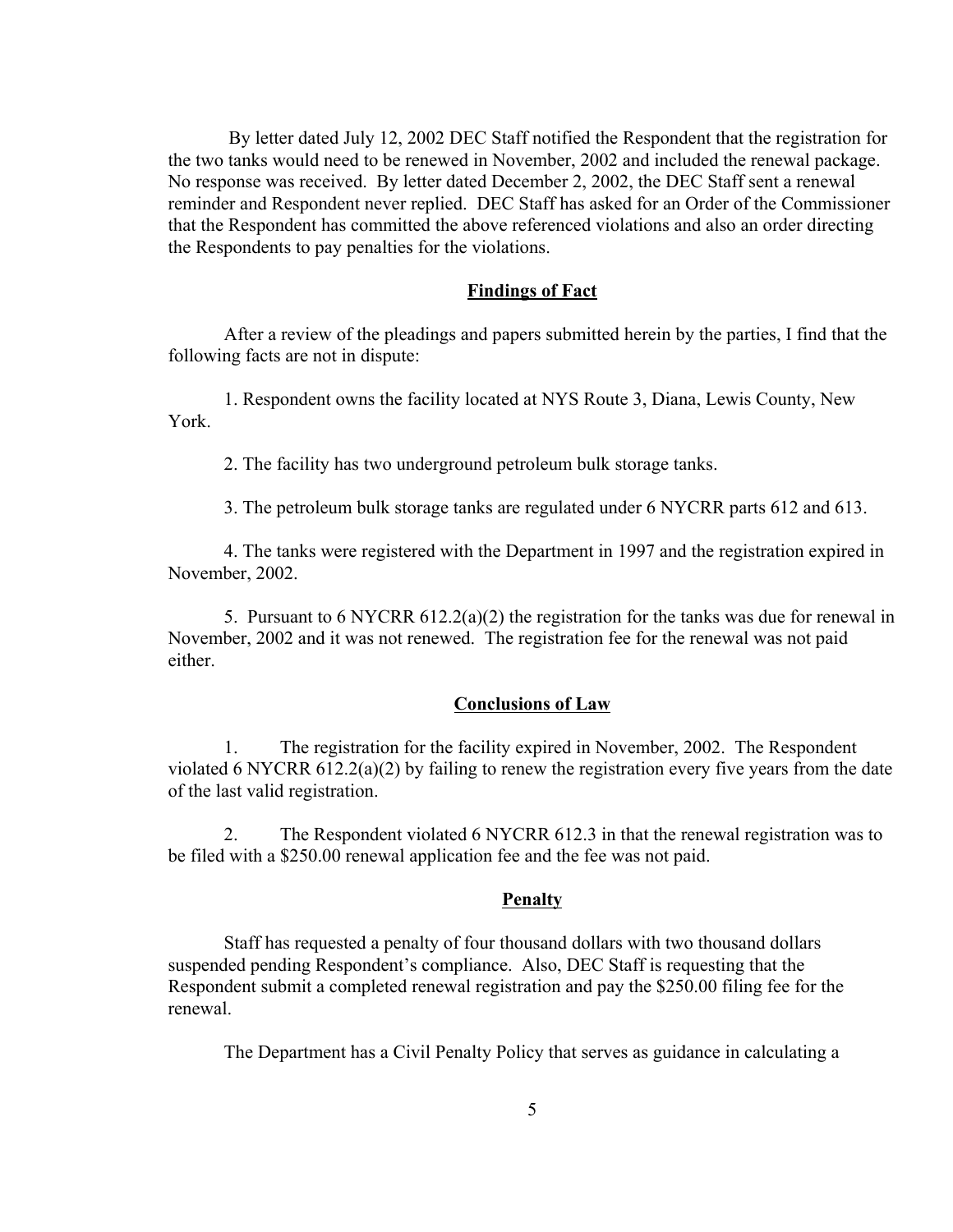By letter dated July 12, 2002 DEC Staff notified the Respondent that the registration for the two tanks would need to be renewed in November, 2002 and included the renewal package. No response was received. By letter dated December 2, 2002, the DEC Staff sent a renewal reminder and Respondent never replied. DEC Staff has asked for an Order of the Commissioner that the Respondent has committed the above referenced violations and also an order directing the Respondents to pay penalties for the violations.

## Findings of Fact

After a review of the pleadings and papers submitted herein by the parties, I find that the following facts are not in dispute:

1. Respondent owns the facility located at NYS Route 3, Diana, Lewis County, New York.

2. The facility has two underground petroleum bulk storage tanks.

3. The petroleum bulk storage tanks are regulated under 6 NYCRR parts 612 and 613.

4. The tanks were registered with the Department in 1997 and the registration expired in November, 2002.

5. Pursuant to 6 NYCRR 612.2(a)(2) the registration for the tanks was due for renewal in November, 2002 and it was not renewed. The registration fee for the renewal was not paid either.

## Conclusions of Law

1. The registration for the facility expired in November, 2002. The Respondent violated 6 NYCRR 612.2(a)(2) by failing to renew the registration every five years from the date of the last valid registration.

2. The Respondent violated 6 NYCRR 612.3 in that the renewal registration was to be filed with a $250.00 renewal application fee and the fee was not paid.

## Penalty

Staff has requested a penalty of four thousand dollars with two thousand dollars suspended pending Respondent's compliance. Also, DEC Staff is requesting that the Respondent submit a completed renewal registration and pay the $250.00 filing fee for the renewal.

The Department has a Civil Penalty Policy that serves as guidance in calculating a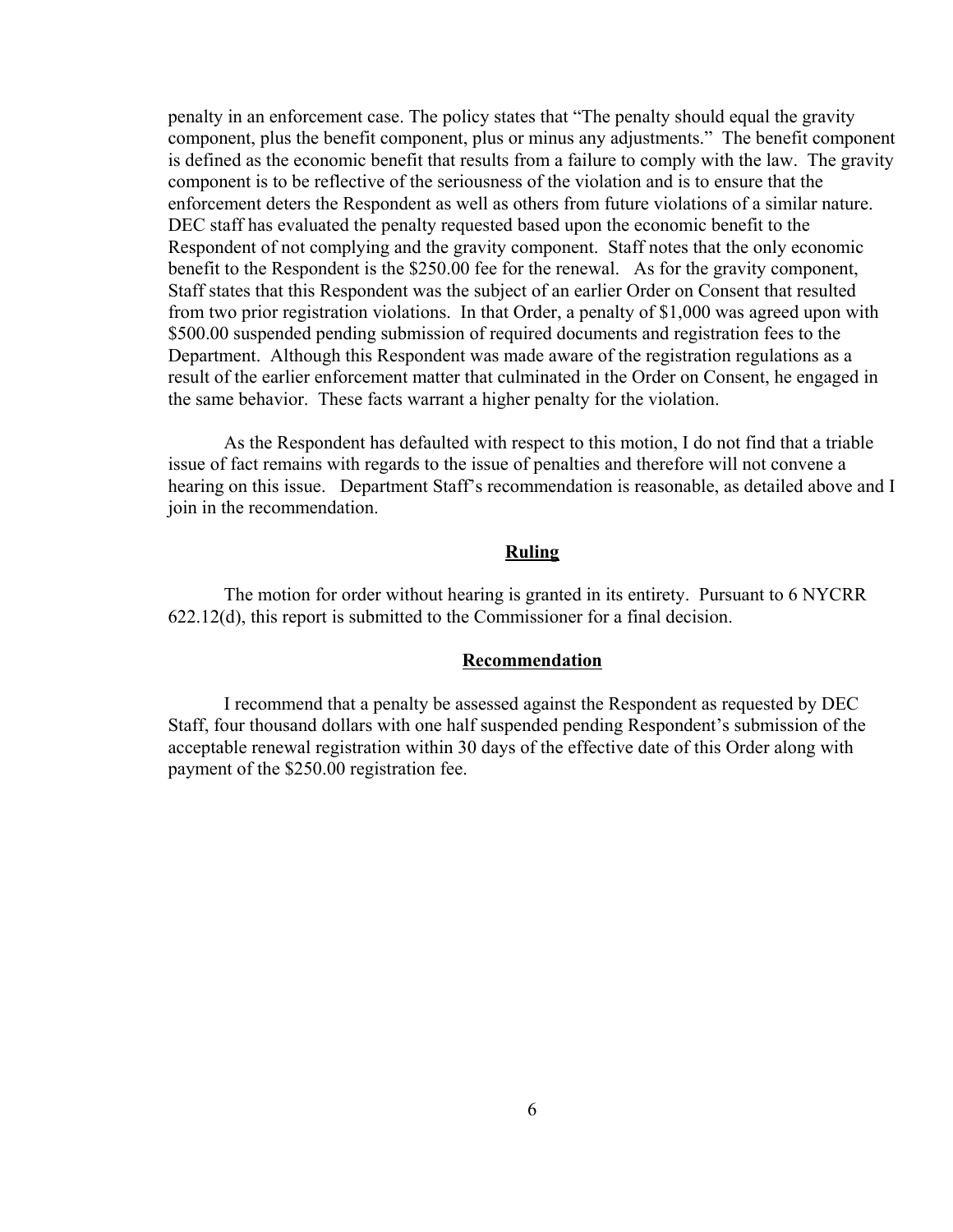penalty in an enforcement case. The policy states that "The penalty should equal the gravity component, plus the benefit component, plus or minus any adjustments." The benefit component is defined as the economic benefit that results from a failure to comply with the law. The gravity component is to be reflective of the seriousness of the violation and is to ensure that the enforcement deters the Respondent as well as others from future violations of a similar nature. DEC staff has evaluated the penalty requested based upon the economic benefit to the Respondent of not complying and the gravity component. Staff notes that the only economic benefit to the Respondent is the $250.00 fee for the renewal. As for the gravity component, Staff states that this Respondent was the subject of an earlier Order on Consent that resulted from two prior registration violations. In that Order, a penalty of $1,000 was agreed upon with $500.00 suspended pending submission of required documents and registration fees to the Department. Although this Respondent was made aware of the registration regulations as a result of the earlier enforcement matter that culminated in the Order on Consent, he engaged in the same behavior. These facts warrant a higher penalty for the violation.

As the Respondent has defaulted with respect to this motion, I do not find that a triable issue of fact remains with regards to the issue of penalties and therefore will not convene a hearing on this issue. Department Staff's recommendation is reasonable, as detailed above and I join in the recommendation.

## Ruling

The motion for order without hearing is granted in its entirety. Pursuant to 6 NYCRR 622.12(d), this report is submitted to the Commissioner for a final decision.

## Recommendation

I recommend that a penalty be assessed against the Respondent as requested by DEC Staff, four thousand dollars with one half suspended pending Respondent's submission of the acceptable renewal registration within 30 days of the effective date of this Order along with payment of the $250.00 registration fee.